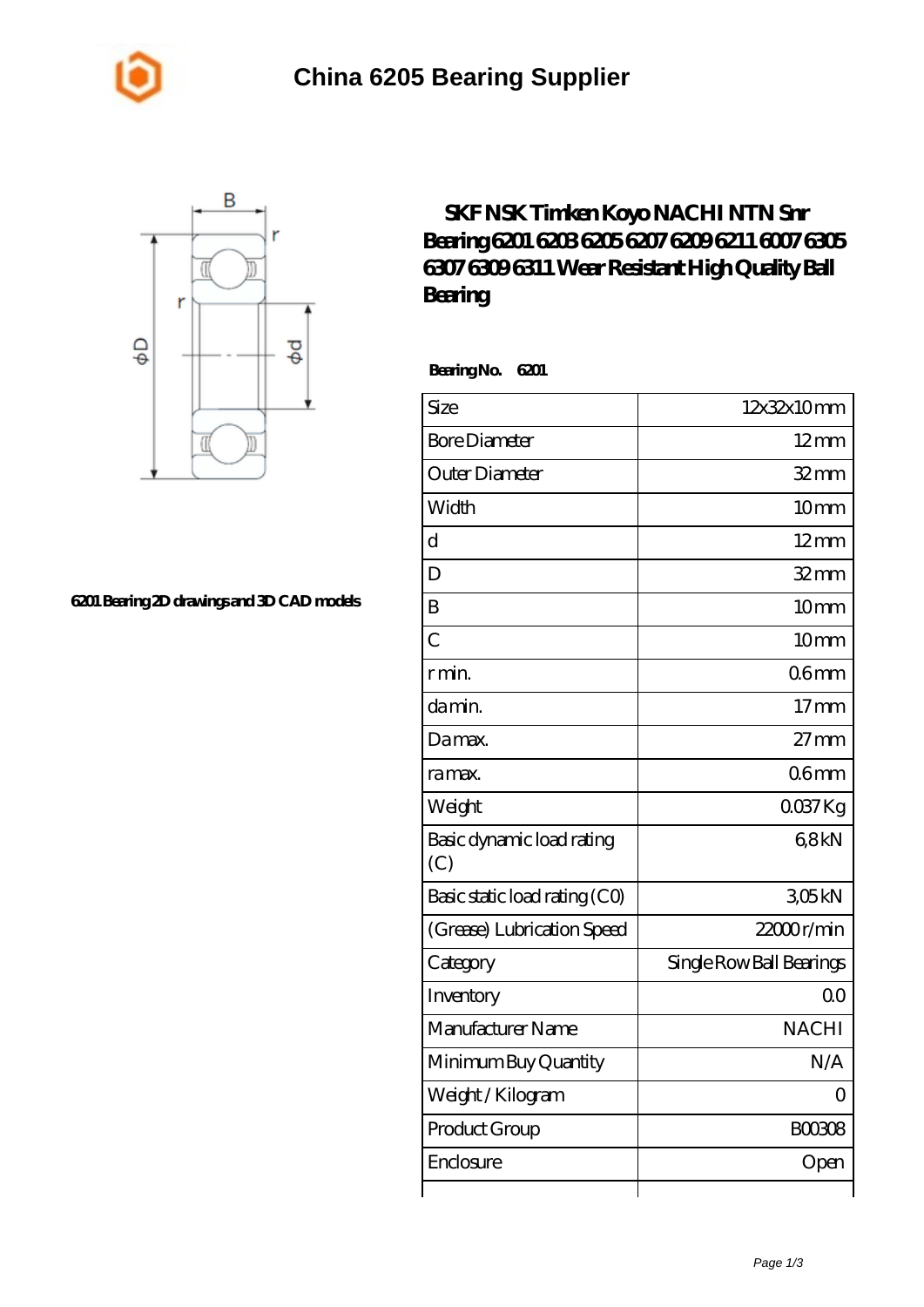# China 6205 Bearing Supplier

6201 Bearing 2D drawings and 3D CAD models

## SKF NSK Timken Koyo NACHI NTN Snr Bearing 6201 6203 6205 6207 6209 6211 6007 6305 6307 6309 6311 Wear Resistant High Quality Ball Bearing

**Bearing No. 6201**

| Size | 12x32x10 mm |
|---|---|
| Bore Diameter | 12 mm |
| Outer Diameter | 32 mm |
| Width | 10 mm |
| d | 12 mm |
| D | 32 mm |
| B | 10 mm |
| C | 10 mm |
| r min. | 0.6 mm |
| da min. | 17 mm |
| Da max. | 27 mm |
| ra max. | 0.6 mm |
| Weight | 0.037 Kg |
| Basic dynamic load rating (C) | 6,8 kN |
| Basic static load rating (C0) | 3,05 kN |
| (Grease) Lubrication Speed | 22000 r/min |
| Category | Single Row Ball Bearings |
| Inventory | 0.0 |
| Manufacturer Name | NACHI |
| Minimum Buy Quantity | N/A |
| Weight / Kilogram | 0 |
| Product Group | B00308 |
| Enclosure | Open |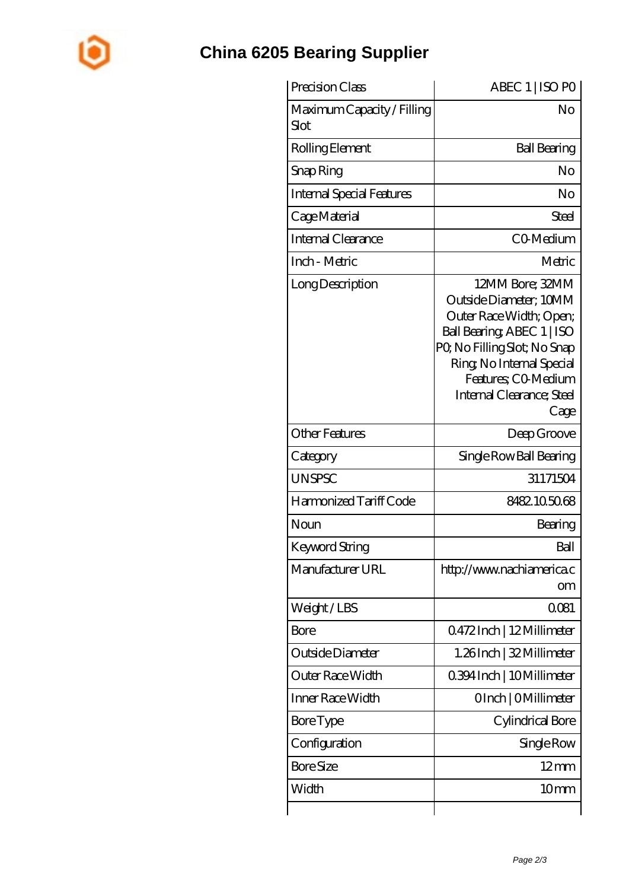# China 6205 Bearing Supplier

| | |
|---|---|
| Precision Class | ABEC 1 \| ISO P0 |
| Maximum Capacity / Filling Slot | No |
| Rolling Element | Ball Bearing |
| Snap Ring | No |
| Internal Special Features | No |
| Cage Material | Steel |
| Internal Clearance | C0-Medium |
| Inch - Metric | Metric |
| Long Description | 12MM Bore; 32MM Outside Diameter; 10MM Outer Race Width; Open; Ball Bearing; ABEC 1 \| ISO P0; No Filling Slot; No Snap Ring; No Internal Special Features; C0-Medium Internal Clearance; Steel Cage |
| Other Features | Deep Groove |
| Category | Single Row Ball Bearing |
| UNSPSC | 31171504 |
| Harmonized Tariff Code | 8482.10.50.68 |
| Noun | Bearing |
| Keyword String | Ball |
| Manufacturer URL | http://www.nachiamerica.com |
| Weight / LBS | 0.081 |
| Bore | 0.472 Inch \| 12 Millimeter |
| Outside Diameter | 1.26 Inch \| 32 Millimeter |
| Outer Race Width | 0.394 Inch \| 10 Millimeter |
| Inner Race Width | 0 Inch \| 0 Millimeter |
| Bore Type | Cylindrical Bore |
| Configuration | Single Row |
| Bore Size | 12 mm |
| Width | 10 mm |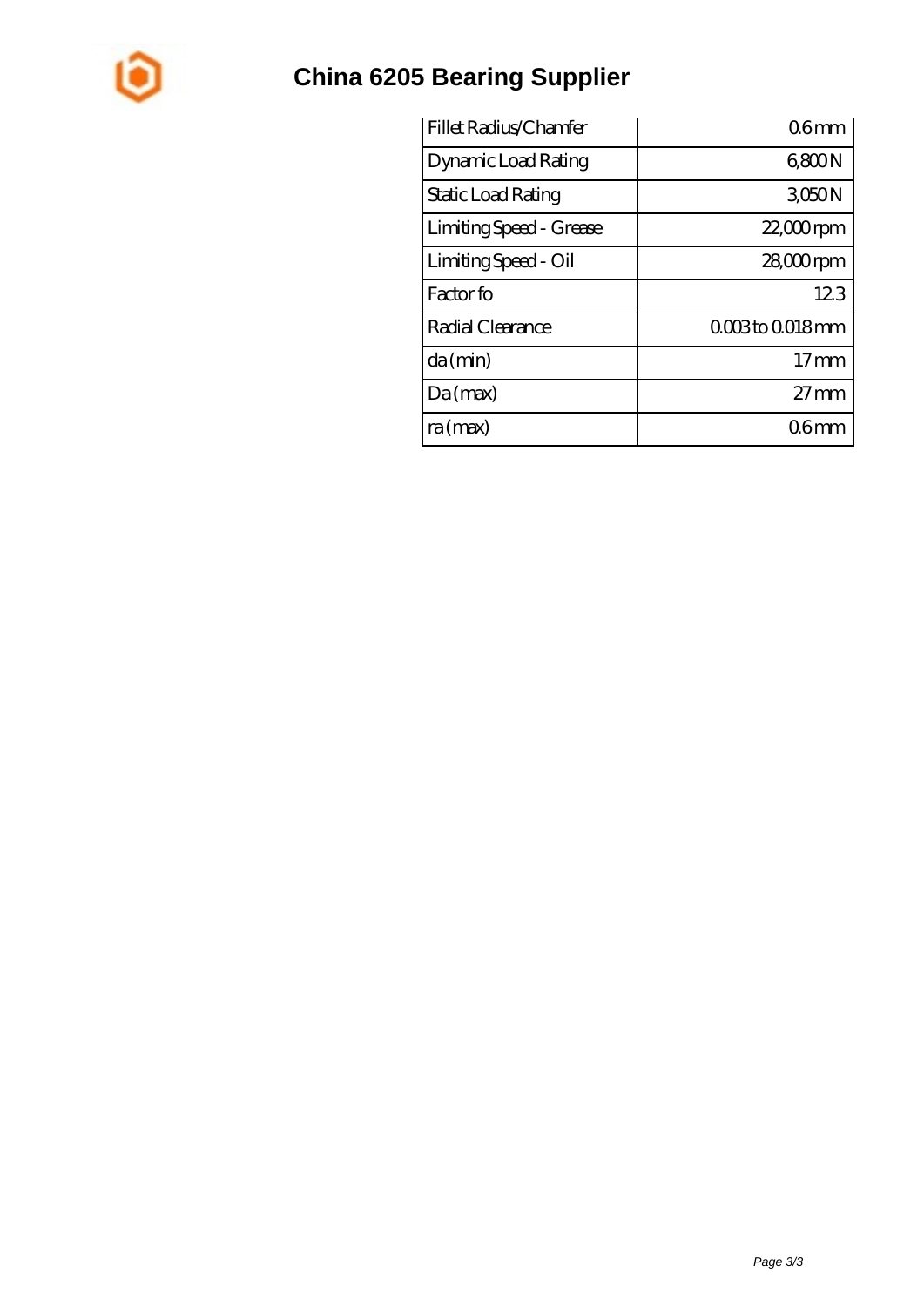# China 6205 Bearing Supplier

| | |
|---|---|
| Fillet Radius/Chamfer | 0.6 mm |
| Dynamic Load Rating | 6,800 N |
| Static Load Rating | 3,050 N |
| Limiting Speed - Grease | 22,000 rpm |
| Limiting Speed - Oil | 28,000 rpm |
| Factor fo | 12.3 |
| Radial Clearance | 0.003 to 0.018 mm |
| da (min) | 17 mm |
| Da (max) | 27 mm |
| ra (max) | 0.6 mm |